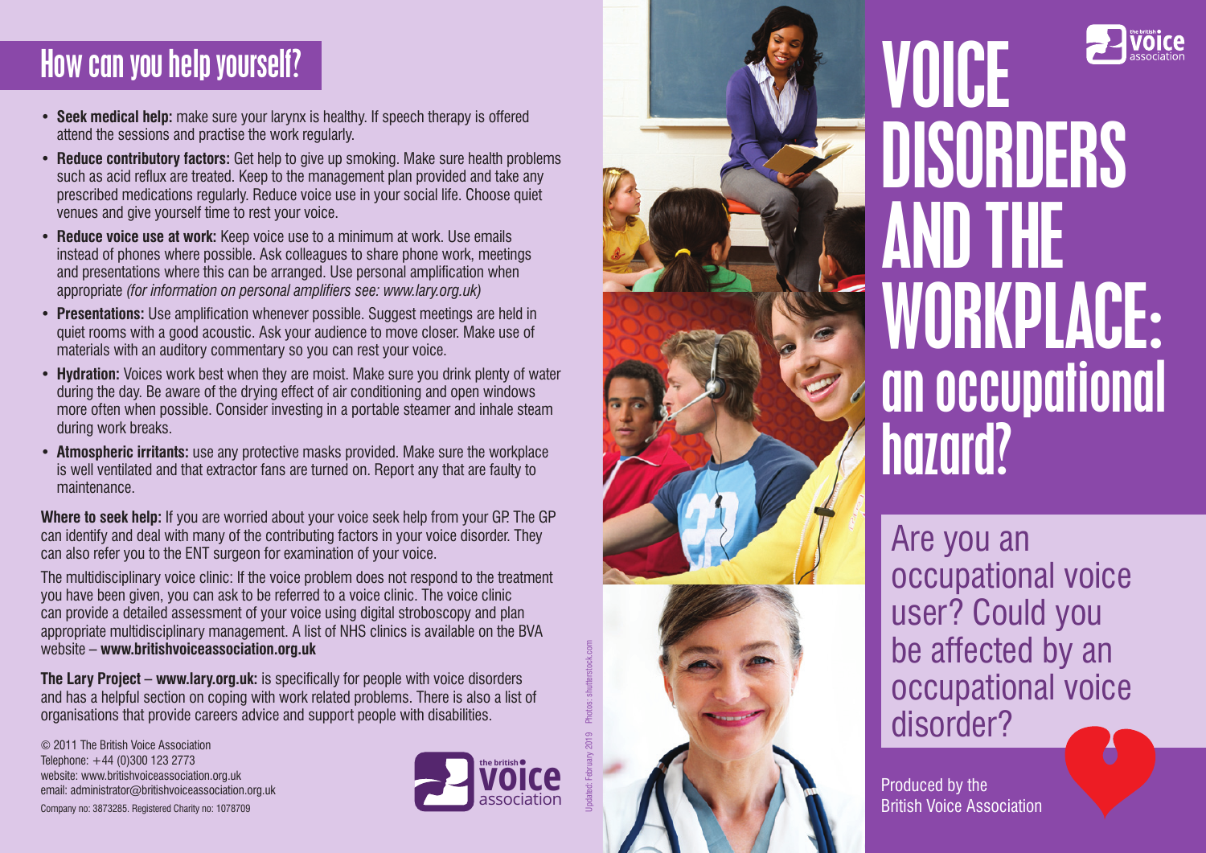## How can you help yourself?

- **Seek medical help:** make sure your larynx is healthy. If speech therapy is offered attend the sessions and practise the work regularly.
- **Reduce contributory factors:** Get help to give up smoking. Make sure health problems such as acid reflux are treated. Keep to the management plan provided and take any prescribed medications regularly. Reduce voice use in your social life. Choose quiet venues and give yourself time to rest your voice.
- **Reduce voice use at work:** Keep voice use to a minimum at work. Use emails instead of phones where possible. Ask colleagues to share phone work, meetings and presentations where this can be arranged. Use personal amplification when appropriate *(for information on personal amplifiers see: www.lary.org.uk)*
- **Presentations:** Use amplification whenever possible. Suggest meetings are held in quiet rooms with a good acoustic. Ask your audience to move closer. Make use of materials with an auditory commentary so you can rest your voice.
- **Hydration:** Voices work best when they are moist. Make sure you drink plenty of water during the day. Be aware of the drying effect of air conditioning and open windows more often when possible. Consider investing in a portable steamer and inhale steam during work breaks.
- **Atmospheric irritants:** use any protective masks provided. Make sure the workplace is well ventilated and that extractor fans are turned on. Report any that are faulty to maintenance.

**Where to seek help:** If you are worried about your voice seek help from your GP. The GP can identify and deal with many of the contributing factors in your voice disorder. They can also refer you to the ENT surgeon for examination of your voice.

The multidisciplinary voice clinic: If the voice problem does not respond to the treatment you have been given, you can ask to be referred to a voice clinic. The voice clinic can provide a detailed assessment of your voice using digital stroboscopy and plan appropriate multidisciplinary management. A list of NHS clinics is available on the BVA website – **www.britishvoiceassociation.org.uk**

**The Lary Project – www.lary.org.uk:** is specifically for people with voice disorders and has a helpful section on coping with work related problems. There is also a list of organisations that provide careers advice and support people with disabilities.

© 2011 The British Voice Association
Telephone: +44 (0)300 123 2773
website: www.britishvoiceassociation.org.uk
email: administrator@britishvoiceassociation.org.uk
Company no: 3873285. Registered Charity no: 1078709

Updated: February 2019 Photos: shutterstock.com

# VOICE DISORDERS AND THE WORKPLACE: an occupational hazard?

Are you an occupational voice user? Could you be affected by an occupational voice disorder?

Produced by the British Voice Association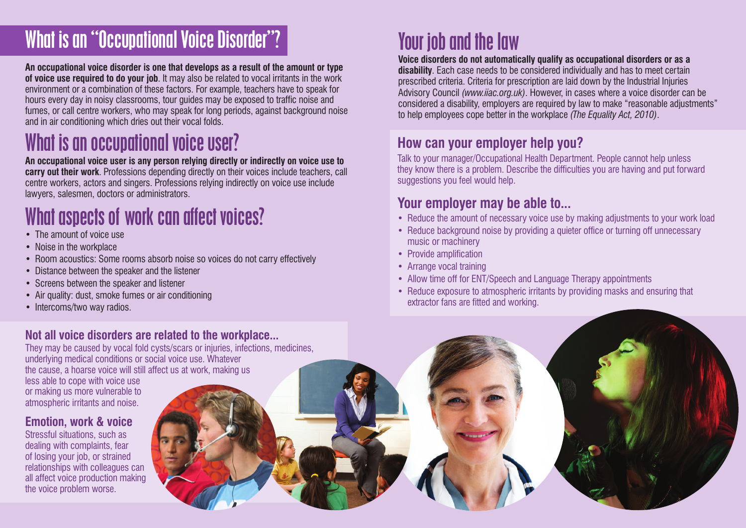## What is an "Occupational Voice Disorder"?

**An occupational voice disorder is one that develops as a result of the amount or type of voice use required to do your job**. It may also be related to vocal irritants in the work environment or a combination of these factors. For example, teachers have to speak for hours every day in noisy classrooms, tour guides may be exposed to traffic noise and fumes, or call centre workers, who may speak for long periods, against background noise and in air conditioning which dries out their vocal folds.

## What is an occupational voice user?

**An occupational voice user is any person relying directly or indirectly on voice use to carry out their work**. Professions depending directly on their voices include teachers, call centre workers, actors and singers. Professions relying indirectly on voice use include lawyers, salesmen, doctors or administrators.

## What aspects of work can affect voices?

- The amount of voice use
- Noise in the workplace
- Room acoustics: Some rooms absorb noise so voices do not carry effectively
- Distance between the speaker and the listener
- Screens between the speaker and listener
- Air quality: dust, smoke fumes or air conditioning
- Intercoms/two way radios.

### Not all voice disorders are related to the workplace...

They may be caused by vocal fold cysts/scars or injuries, infections, medicines, underlying medical conditions or social voice use. Whatever the cause, a hoarse voice will still affect us at work, making us less able to cope with voice use or making us more vulnerable to atmospheric irritants and noise.

### Emotion, work & voice

Stressful situations, such as dealing with complaints, fear of losing your job, or strained relationships with colleagues can all affect voice production making the voice problem worse.

## Your job and the law

**Voice disorders do not automatically qualify as occupational disorders or as a disability**. Each case needs to be considered individually and has to meet certain prescribed criteria. Criteria for prescription are laid down by the Industrial Injuries Advisory Council *(www.iiac.org.uk)*. However, in cases where a voice disorder can be considered a disability, employers are required by law to make "reasonable adjustments" to help employees cope better in the workplace *(The Equality Act, 2010)*.

### How can your employer help you?

Talk to your manager/Occupational Health Department. People cannot help unless they know there is a problem. Describe the difficulties you are having and put forward suggestions you feel would help.

### Your employer may be able to...

- Reduce the amount of necessary voice use by making adjustments to your work load
- Reduce background noise by providing a quieter office or turning off unnecessary music or machinery
- Provide amplification
- Arrange vocal training
- Allow time off for ENT/Speech and Language Therapy appointments
- Reduce exposure to atmospheric irritants by providing masks and ensuring that extractor fans are fitted and working.